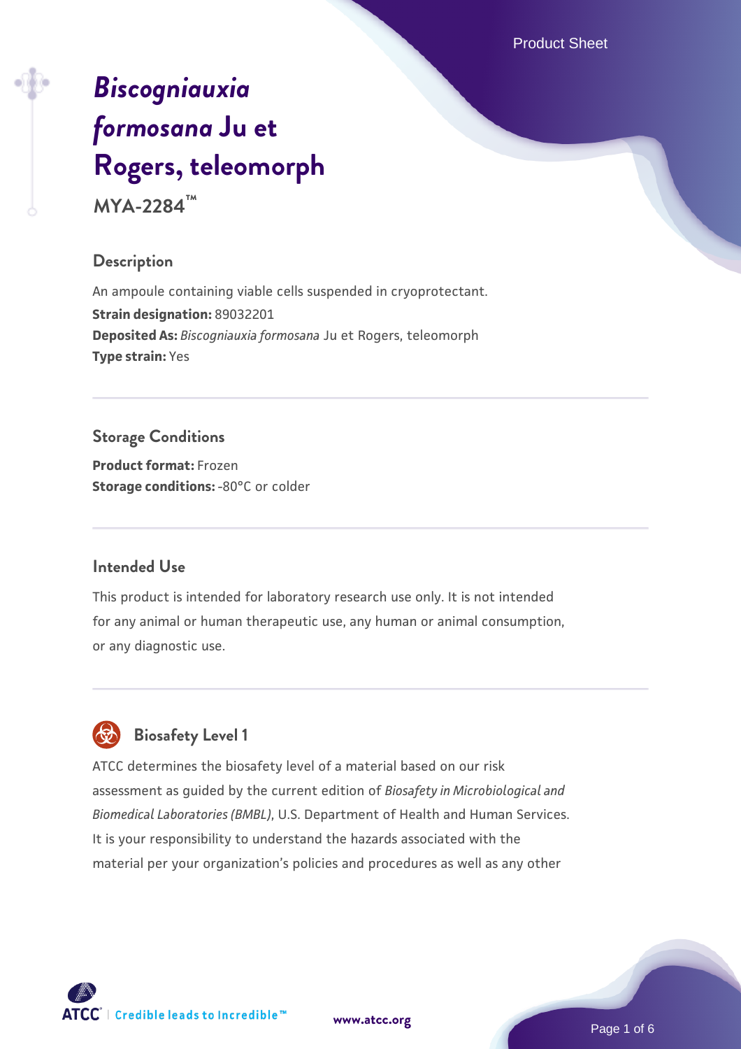# *Biscogniauxia formosana* Ju et Rogers, teleomorph

**MYA-2284™**

## Description

An ampoule containing viable cells suspended in cryoprotectant.
**Strain designation:** 89032201
**Deposited As:** *Biscogniauxia formosana* Ju et Rogers, teleomorph
**Type strain:** Yes

## Storage Conditions

**Product format:** Frozen
**Storage conditions:** -80°C or colder

## Intended Use

This product is intended for laboratory research use only. It is not intended for any animal or human therapeutic use, any human or animal consumption, or any diagnostic use.

## Biosafety Level 1

ATCC determines the biosafety level of a material based on our risk assessment as guided by the current edition of *Biosafety in Microbiological and Biomedical Laboratories (BMBL)*, U.S. Department of Health and Human Services. It is your responsibility to understand the hazards associated with the material per your organization's policies and procedures as well as any other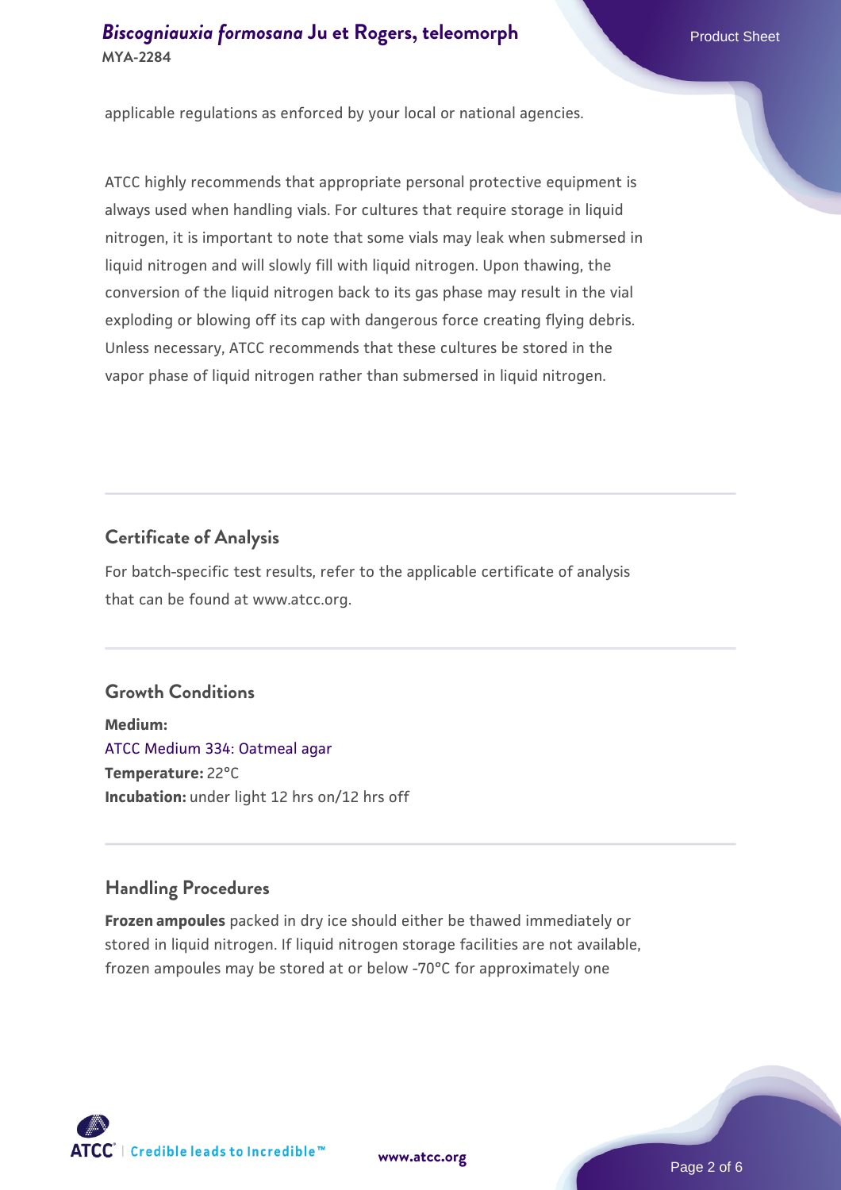applicable regulations as enforced by your local or national agencies.

ATCC highly recommends that appropriate personal protective equipment is always used when handling vials. For cultures that require storage in liquid nitrogen, it is important to note that some vials may leak when submersed in liquid nitrogen and will slowly fill with liquid nitrogen. Upon thawing, the conversion of the liquid nitrogen back to its gas phase may result in the vial exploding or blowing off its cap with dangerous force creating flying debris. Unless necessary, ATCC recommends that these cultures be stored in the vapor phase of liquid nitrogen rather than submersed in liquid nitrogen.

## Certificate of Analysis

For batch-specific test results, refer to the applicable certificate of analysis that can be found at www.atcc.org.

## Growth Conditions

**Medium:**
ATCC Medium 334: Oatmeal agar
**Temperature:** 22°C
**Incubation:** under light 12 hrs on/12 hrs off

## Handling Procedures

**Frozen ampoules** packed in dry ice should either be thawed immediately or stored in liquid nitrogen. If liquid nitrogen storage facilities are not available, frozen ampoules may be stored at or below -70°C for approximately one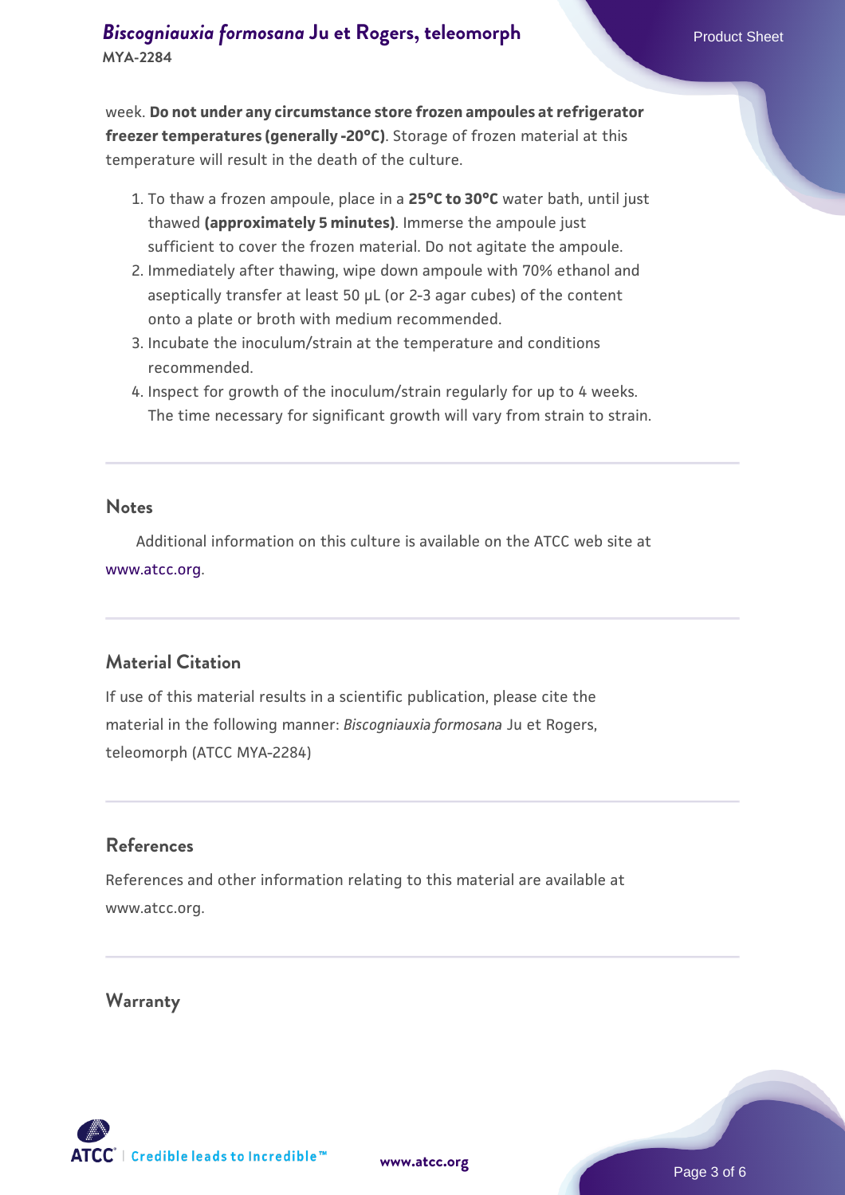week. **Do not under any circumstance store frozen ampoules at refrigerator freezer temperatures (generally -20°C)**. Storage of frozen material at this temperature will result in the death of the culture.

1. To thaw a frozen ampoule, place in a **25°C to 30°C** water bath, until just thawed **(approximately 5 minutes)**. Immerse the ampoule just sufficient to cover the frozen material. Do not agitate the ampoule.
2. Immediately after thawing, wipe down ampoule with 70% ethanol and aseptically transfer at least 50 µL (or 2-3 agar cubes) of the content onto a plate or broth with medium recommended.
3. Incubate the inoculum/strain at the temperature and conditions recommended.
4. Inspect for growth of the inoculum/strain regularly for up to 4 weeks. The time necessary for significant growth will vary from strain to strain.

## Notes

Additional information on this culture is available on the ATCC web site at www.atcc.org.

## Material Citation

If use of this material results in a scientific publication, please cite the material in the following manner: *Biscogniauxia formosana* Ju et Rogers, teleomorph (ATCC MYA-2284)

## References

References and other information relating to this material are available at www.atcc.org.

## Warranty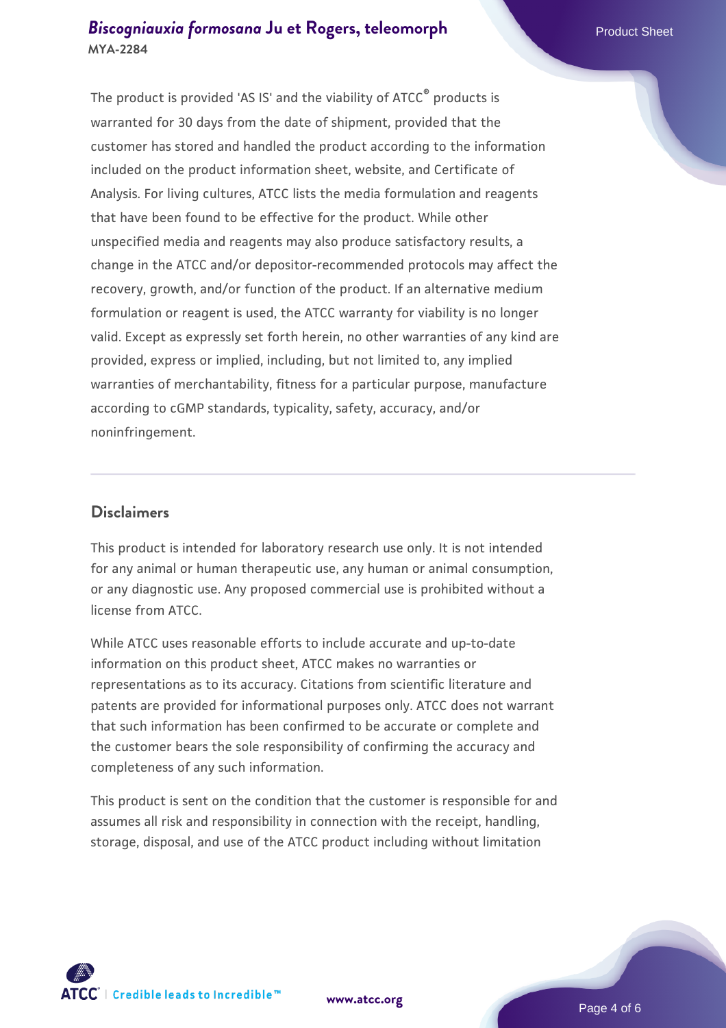The product is provided 'AS IS' and the viability of ATCC® products is warranted for 30 days from the date of shipment, provided that the customer has stored and handled the product according to the information included on the product information sheet, website, and Certificate of Analysis. For living cultures, ATCC lists the media formulation and reagents that have been found to be effective for the product. While other unspecified media and reagents may also produce satisfactory results, a change in the ATCC and/or depositor-recommended protocols may affect the recovery, growth, and/or function of the product. If an alternative medium formulation or reagent is used, the ATCC warranty for viability is no longer valid. Except as expressly set forth herein, no other warranties of any kind are provided, express or implied, including, but not limited to, any implied warranties of merchantability, fitness for a particular purpose, manufacture according to cGMP standards, typicality, safety, accuracy, and/or noninfringement.

## Disclaimers

This product is intended for laboratory research use only. It is not intended for any animal or human therapeutic use, any human or animal consumption, or any diagnostic use. Any proposed commercial use is prohibited without a license from ATCC.

While ATCC uses reasonable efforts to include accurate and up-to-date information on this product sheet, ATCC makes no warranties or representations as to its accuracy. Citations from scientific literature and patents are provided for informational purposes only. ATCC does not warrant that such information has been confirmed to be accurate or complete and the customer bears the sole responsibility of confirming the accuracy and completeness of any such information.

This product is sent on the condition that the customer is responsible for and assumes all risk and responsibility in connection with the receipt, handling, storage, disposal, and use of the ATCC product including without limitation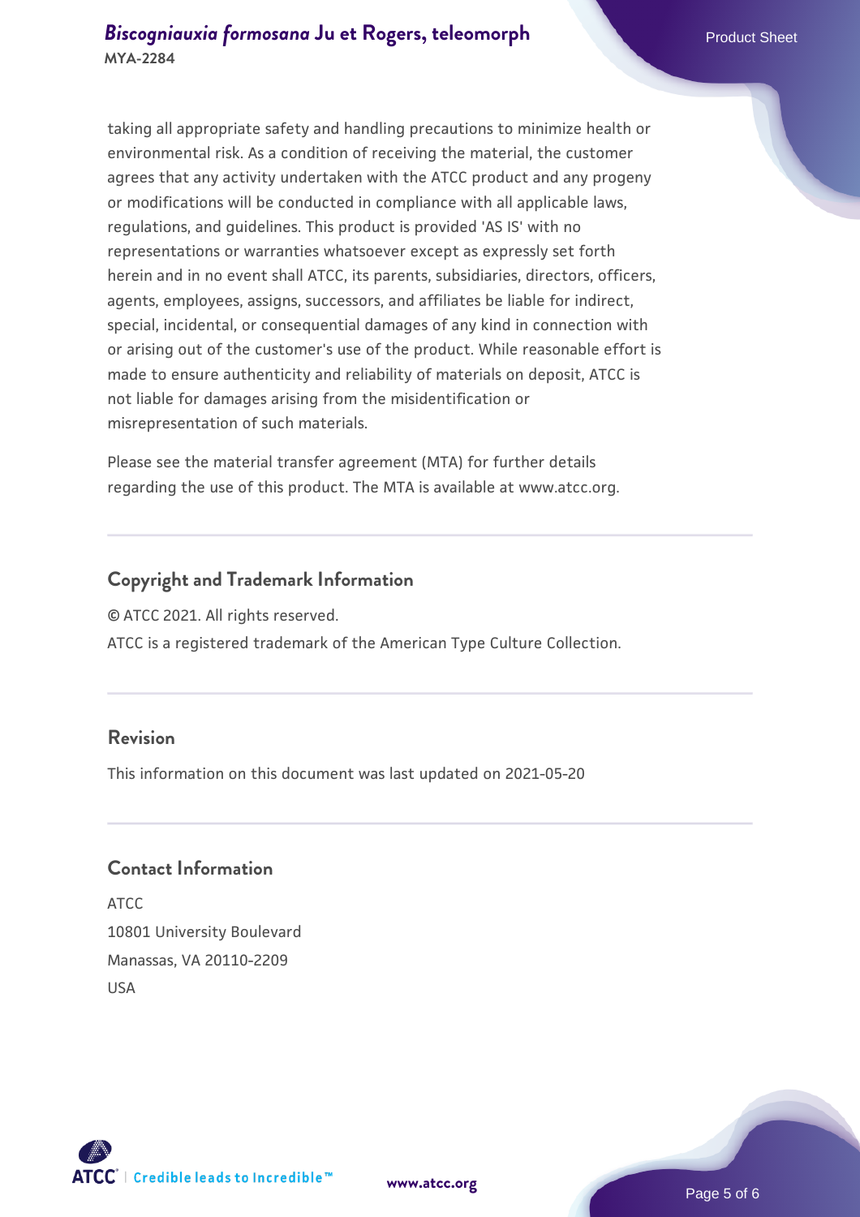taking all appropriate safety and handling precautions to minimize health or environmental risk. As a condition of receiving the material, the customer agrees that any activity undertaken with the ATCC product and any progeny or modifications will be conducted in compliance with all applicable laws, regulations, and guidelines. This product is provided 'AS IS' with no representations or warranties whatsoever except as expressly set forth herein and in no event shall ATCC, its parents, subsidiaries, directors, officers, agents, employees, assigns, successors, and affiliates be liable for indirect, special, incidental, or consequential damages of any kind in connection with or arising out of the customer's use of the product. While reasonable effort is made to ensure authenticity and reliability of materials on deposit, ATCC is not liable for damages arising from the misidentification or misrepresentation of such materials.

Please see the material transfer agreement (MTA) for further details regarding the use of this product. The MTA is available at www.atcc.org.

## Copyright and Trademark Information

© ATCC 2021. All rights reserved.

ATCC is a registered trademark of the American Type Culture Collection.

## Revision

This information on this document was last updated on 2021-05-20

## Contact Information

ATCC
10801 University Boulevard
Manassas, VA 20110-2209
USA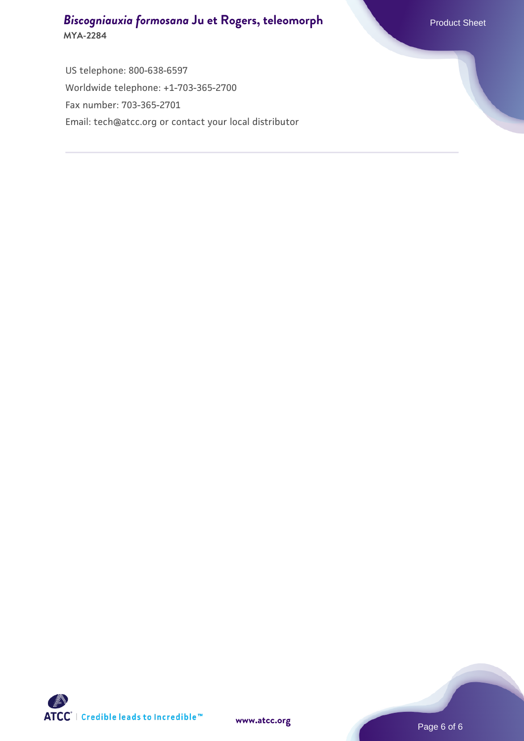US telephone: 800-638-6597

Worldwide telephone: +1-703-365-2700

Fax number: 703-365-2701

Email: tech@atcc.org or contact your local distributor